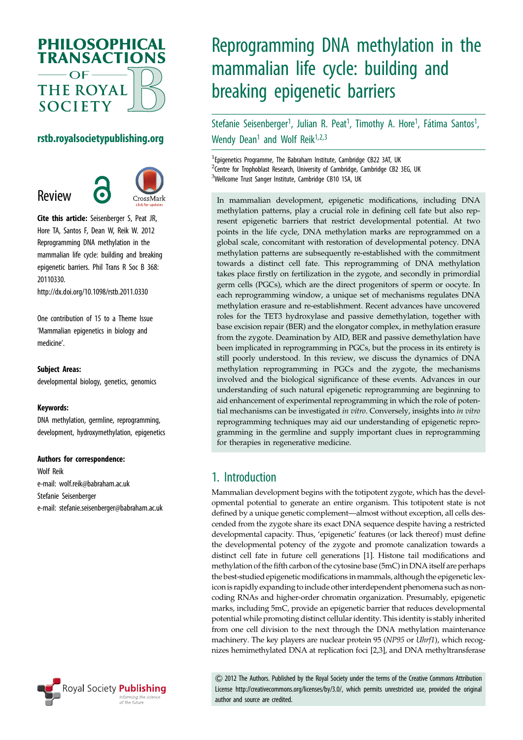# Reprogramming DNA methylation in the mammalian life cycle: building and breaking epigenetic barriers

Stefanie Seisenberger[1], Julian R. Peat[1], Timothy A. Hore[1], Fátima Santos[1], Wendy Dean[1] and Wolf Reik[1,2,3]

[1]Epigenetics Programme, The Babraham Institute, Cambridge CB22 3AT, UK
[2]Centre for Trophoblast Research, University of Cambridge, Cambridge CB2 3EG, UK
[3]Wellcome Trust Sanger Institute, Cambridge CB10 1SA, UK

PHILOSOPHICAL TRANSACTIONS OF THE ROYAL SOCIETY B

rstb.royalsocietypublishing.org

Review

**Cite this article:** Seisenberger S, Peat JR, Hore TA, Santos F, Dean W, Reik W. 2012 Reprogramming DNA methylation in the mammalian life cycle: building and breaking epigenetic barriers. Phil Trans R Soc B 368: 20110330.
http://dx.doi.org/10.1098/rstb.2011.0330

One contribution of 15 to a Theme Issue 'Mammalian epigenetics in biology and medicine'.

**Subject Areas:**
developmental biology, genetics, genomics

**Keywords:**
DNA methylation, germline, reprogramming, development, hydroxymethylation, epigenetics

**Authors for correspondence:**
Wolf Reik
e-mail: wolf.reik@babraham.ac.uk
Stefanie Seisenberger
e-mail: stefanie.seisenberger@babraham.ac.uk

In mammalian development, epigenetic modifications, including DNA methylation patterns, play a crucial role in defining cell fate but also represent epigenetic barriers that restrict developmental potential. At two points in the life cycle, DNA methylation marks are reprogrammed on a global scale, concomitant with restoration of developmental potency. DNA methylation patterns are subsequently re-established with the commitment towards a distinct cell fate. This reprogramming of DNA methylation takes place firstly on fertilization in the zygote, and secondly in primordial germ cells (PGCs), which are the direct progenitors of sperm or oocyte. In each reprogramming window, a unique set of mechanisms regulates DNA methylation erasure and re-establishment. Recent advances have uncovered roles for the TET3 hydroxylase and passive demethylation, together with base excision repair (BER) and the elongator complex, in methylation erasure from the zygote. Deamination by AID, BER and passive demethylation have been implicated in reprogramming in PGCs, but the process in its entirety is still poorly understood. In this review, we discuss the dynamics of DNA methylation reprogramming in PGCs and the zygote, the mechanisms involved and the biological significance of these events. Advances in our understanding of such natural epigenetic reprogramming are beginning to aid enhancement of experimental reprogramming in which the role of potential mechanisms can be investigated *in vitro*. Conversely, insights into *in vitro* reprogramming techniques may aid our understanding of epigenetic reprogramming in the germline and supply important clues in reprogramming for therapies in regenerative medicine.

## 1. Introduction

Mammalian development begins with the totipotent zygote, which has the developmental potential to generate an entire organism. This totipotent state is not defined by a unique genetic complement—almost without exception, all cells descended from the zygote share its exact DNA sequence despite having a restricted developmental capacity. Thus, 'epigenetic' features (or lack thereof) must define the developmental potency of the zygote and promote canalization towards a distinct cell fate in future cell generations [1]. Histone tail modifications and methylation of the fifth carbon of the cytosine base (5mC) in DNA itself are perhaps the best-studied epigenetic modifications in mammals, although the epigenetic lexicon is rapidly expanding to include other interdependent phenomena such as non-coding RNAs and higher-order chromatin organization. Presumably, epigenetic marks, including 5mC, provide an epigenetic barrier that reduces developmental potential while promoting distinct cellular identity. This identity is stably inherited from one cell division to the next through the DNA methylation maintenance machinery. The key players are nuclear protein 95 (*NP95* or *Uhrf1*), which recognizes hemimethylated DNA at replication foci [2,3], and DNA methyltransferase

© 2012 The Authors. Published by the Royal Society under the terms of the Creative Commons Attribution License http://creativecommons.org/licenses/by/3.0/, which permits unrestricted use, provided the original author and source are credited.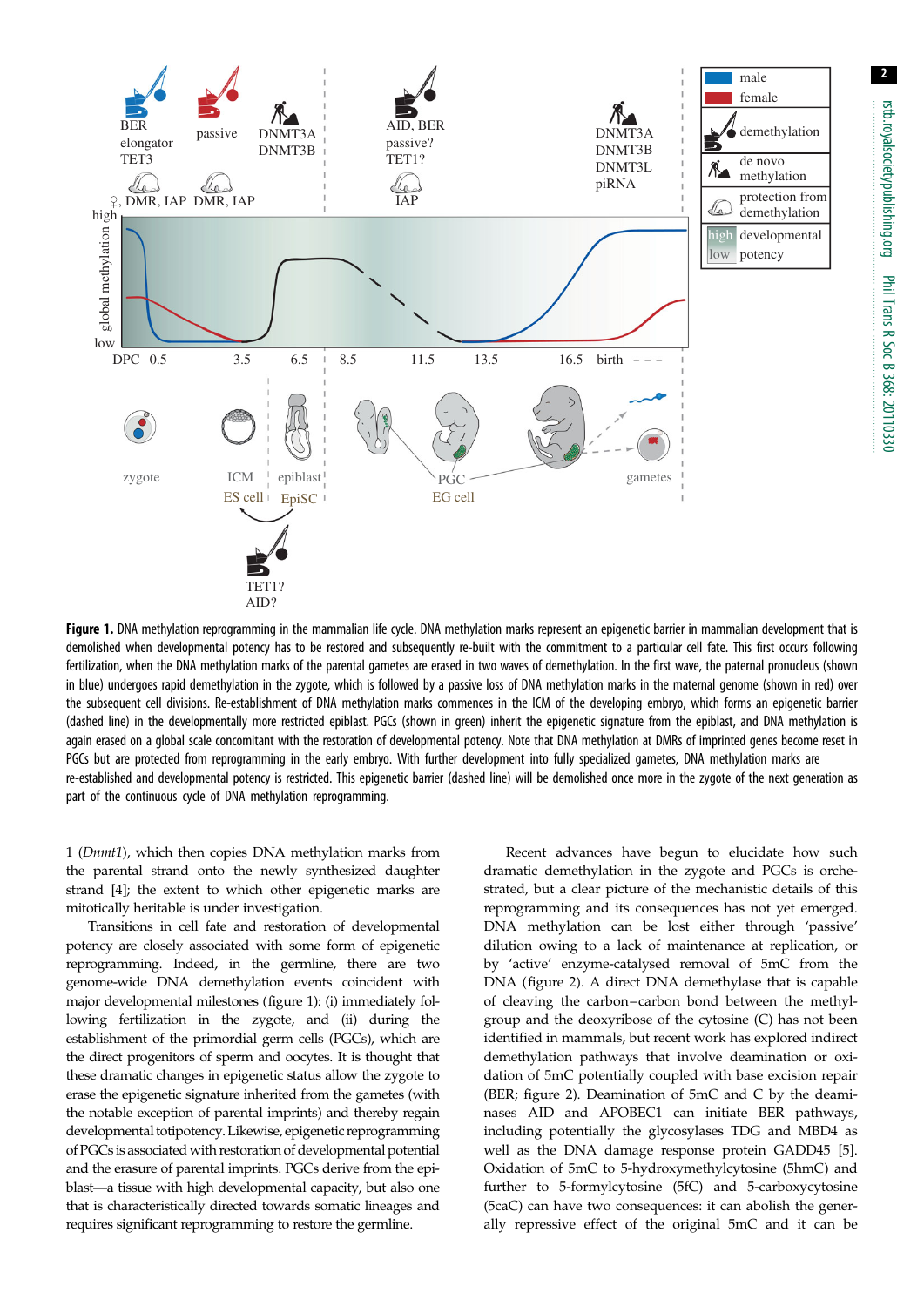**Figure 1.** DNA methylation reprogramming in the mammalian life cycle. DNA methylation marks represent an epigenetic barrier in mammalian development that is demolished when developmental potency has to be restored and subsequently re-built with the commitment to a particular cell fate. This first occurs following fertilization, when the DNA methylation marks of the parental gametes are erased in two waves of demethylation. In the first wave, the paternal pronucleus (shown in blue) undergoes rapid demethylation in the zygote, which is followed by a passive loss of DNA methylation marks in the maternal genome (shown in red) over the subsequent cell divisions. Re-establishment of DNA methylation marks commences in the ICM of the developing embryo, which forms an epigenetic barrier (dashed line) in the developmentally more restricted epiblast. PGCs (shown in green) inherit the epigenetic signature from the epiblast, and DNA methylation is again erased on a global scale concomitant with the restoration of developmental potency. Note that DNA methylation at DMRs of imprinted genes become reset in PGCs but are protected from reprogramming in the early embryo. With further development into fully specialized gametes, DNA methylation marks are re-established and developmental potency is restricted. This epigenetic barrier (dashed line) will be demolished once more in the zygote of the next generation as part of the continuous cycle of DNA methylation reprogramming.

1 (*Dnmt1*), which then copies DNA methylation marks from the parental strand onto the newly synthesized daughter strand [4]; the extent to which other epigenetic marks are mitotically heritable is under investigation.

Transitions in cell fate and restoration of developmental potency are closely associated with some form of epigenetic reprogramming. Indeed, in the germline, there are two genome-wide DNA demethylation events coincident with major developmental milestones (figure 1): (i) immediately following fertilization in the zygote, and (ii) during the establishment of the primordial germ cells (PGCs), which are the direct progenitors of sperm and oocytes. It is thought that these dramatic changes in epigenetic status allow the zygote to erase the epigenetic signature inherited from the gametes (with the notable exception of parental imprints) and thereby regain developmental totipotency. Likewise, epigenetic reprogramming of PGCs is associated with restoration of developmental potential and the erasure of parental imprints. PGCs derive from the epiblast—a tissue with high developmental capacity, but also one that is characteristically directed towards somatic lineages and requires significant reprogramming to restore the germline.

Recent advances have begun to elucidate how such dramatic demethylation in the zygote and PGCs is orchestrated, but a clear picture of the mechanistic details of this reprogramming and its consequences has not yet emerged. DNA methylation can be lost either through 'passive' dilution owing to a lack of maintenance at replication, or by 'active' enzyme-catalysed removal of 5mC from the DNA (figure 2). A direct DNA demethylase that is capable of cleaving the carbon–carbon bond between the methyl-group and the deoxyribose of the cytosine (C) has not been identified in mammals, but recent work has explored indirect demethylation pathways that involve deamination or oxidation of 5mC potentially coupled with base excision repair (BER; figure 2). Deamination of 5mC and C by the deaminases AID and APOBEC1 can initiate BER pathways, including potentially the glycosylases TDG and MBD4 as well as the DNA damage response protein GADD45 [5]. Oxidation of 5mC to 5-hydroxymethylcytosine (5hmC) and further to 5-formylcytosine (5fC) and 5-carboxycytosine (5caC) can have two consequences: it can abolish the generally repressive effect of the original 5mC and it can be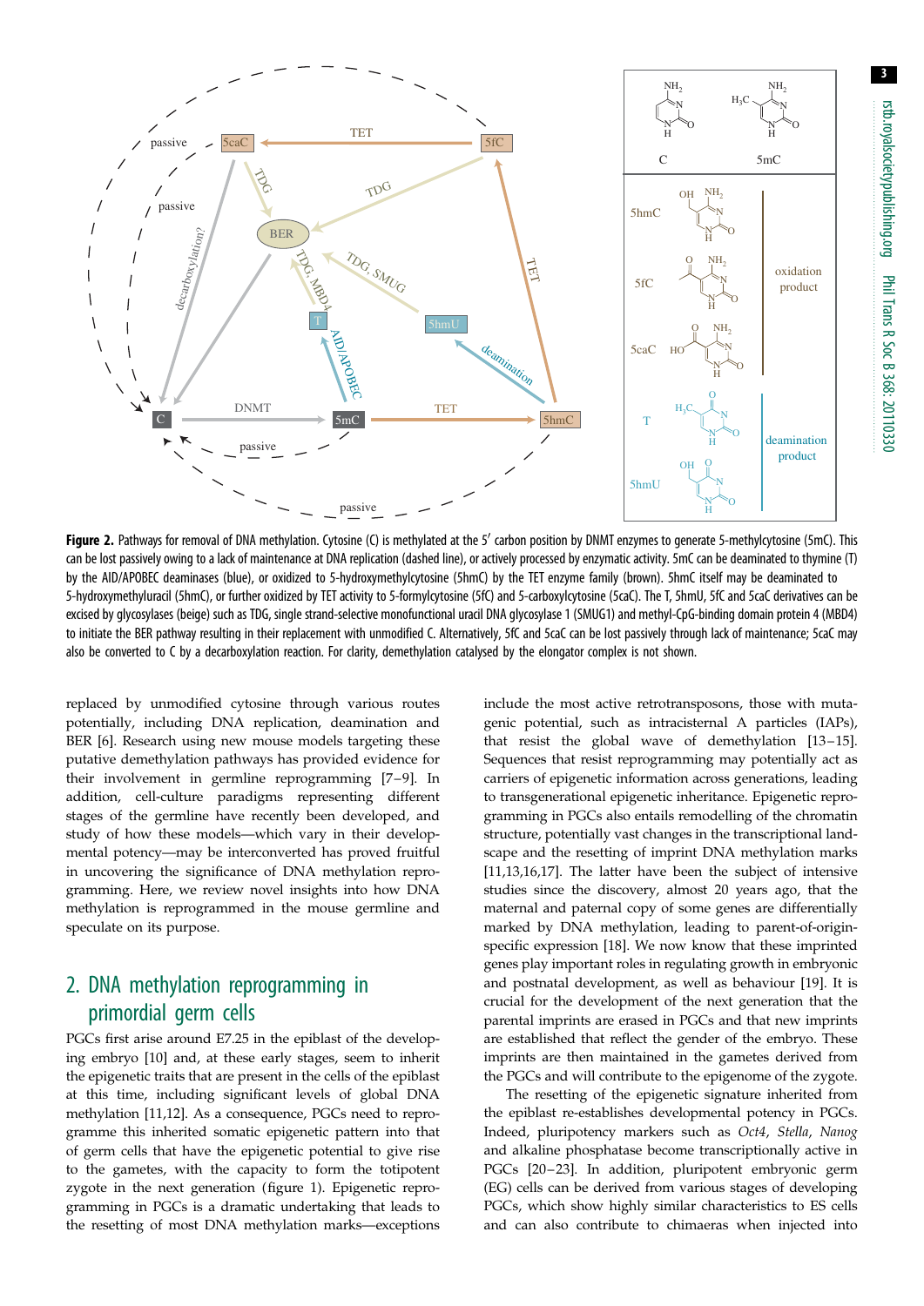**Figure 2.** Pathways for removal of DNA methylation. Cytosine (C) is methylated at the 5′ carbon position by DNMT enzymes to generate 5-methylcytosine (5mC). This can be lost passively owing to a lack of maintenance at DNA replication (dashed line), or actively processed by enzymatic activity. 5mC can be deaminated to thymine (T) by the AID/APOBEC deaminases (blue), or oxidized to 5-hydroxymethylcytosine (5hmC) by the TET enzyme family (brown). 5hmC itself may be deaminated to 5-hydroxymethyluracil (5hmC), or further oxidized by TET activity to 5-formylcytosine (5fC) and 5-carboxylcytosine (5caC). The T, 5hmU, 5fC and 5caC derivatives can be excised by glycosylases (beige) such as TDG, single strand-selective monofunctional uracil DNA glycosylase 1 (SMUG1) and methyl-CpG-binding domain protein 4 (MBD4) to initiate the BER pathway resulting in their replacement with unmodified C. Alternatively, 5fC and 5caC can be lost passively through lack of maintenance; 5caC may also be converted to C by a decarboxylation reaction. For clarity, demethylation catalysed by the elongator complex is not shown.

replaced by unmodified cytosine through various routes potentially, including DNA replication, deamination and BER [6]. Research using new mouse models targeting these putative demethylation pathways has provided evidence for their involvement in germline reprogramming [7–9]. In addition, cell-culture paradigms representing different stages of the germline have recently been developed, and study of how these models—which vary in their developmental potency—may be interconverted has proved fruitful in uncovering the significance of DNA methylation reprogramming. Here, we review novel insights into how DNA methylation is reprogrammed in the mouse germline and speculate on its purpose.

## 2. DNA methylation reprogramming in primordial germ cells

PGCs first arise around E7.25 in the epiblast of the developing embryo [10] and, at these early stages, seem to inherit the epigenetic traits that are present in the cells of the epiblast at this time, including significant levels of global DNA methylation [11,12]. As a consequence, PGCs need to reprogramme this inherited somatic epigenetic pattern into that of germ cells that have the epigenetic potential to give rise to the gametes, with the capacity to form the totipotent zygote in the next generation (figure 1). Epigenetic reprogramming in PGCs is a dramatic undertaking that leads to the resetting of most DNA methylation marks—exceptions include the most active retrotransposons, those with mutagenic potential, such as intracisternal A particles (IAPs), that resist the global wave of demethylation [13–15]. Sequences that resist reprogramming may potentially act as carriers of epigenetic information across generations, leading to transgenerational epigenetic inheritance. Epigenetic reprogramming in PGCs also entails remodelling of the chromatin structure, potentially vast changes in the transcriptional landscape and the resetting of imprint DNA methylation marks [11,13,16,17]. The latter have been the subject of intensive studies since the discovery, almost 20 years ago, that the maternal and paternal copy of some genes are differentially marked by DNA methylation, leading to parent-of-origin-specific expression [18]. We now know that these imprinted genes play important roles in regulating growth in embryonic and postnatal development, as well as behaviour [19]. It is crucial for the development of the next generation that the parental imprints are erased in PGCs and that new imprints are established that reflect the gender of the embryo. These imprints are then maintained in the gametes derived from the PGCs and will contribute to the epigenome of the zygote.

The resetting of the epigenetic signature inherited from the epiblast re-establishes developmental potency in PGCs. Indeed, pluripotency markers such as *Oct4*, *Stella*, *Nanog* and alkaline phosphatase become transcriptionally active in PGCs [20–23]. In addition, pluripotent embryonic germ (EG) cells can be derived from various stages of developing PGCs, which show highly similar characteristics to ES cells and can also contribute to chimaeras when injected into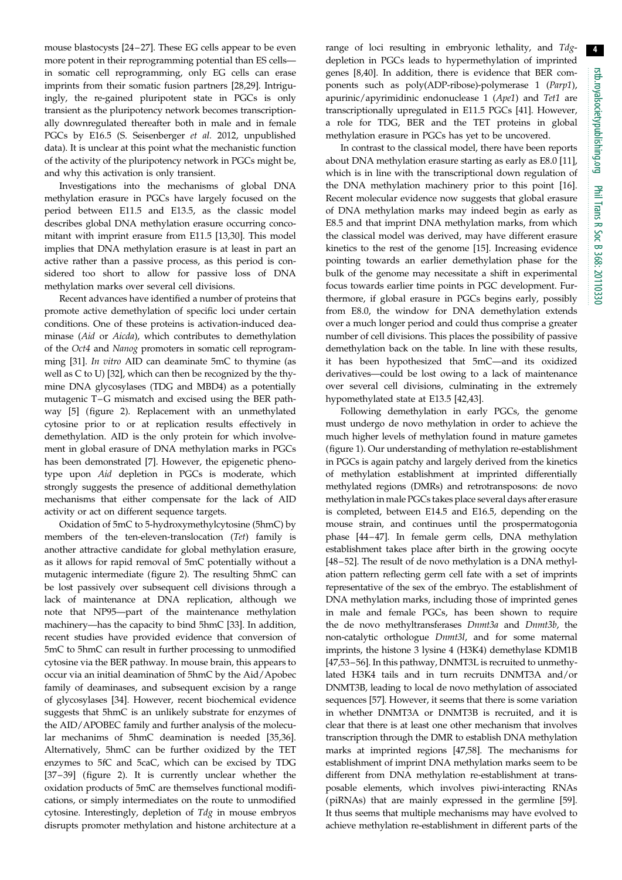mouse blastocysts [24–27]. These EG cells appear to be even more potent in their reprogramming potential than ES cells—in somatic cell reprogramming, only EG cells can erase imprints from their somatic fusion partners [28,29]. Intriguingly, the re-gained pluripotent state in PGCs is only transient as the pluripotency network becomes transcriptionally downregulated thereafter both in male and in female PGCs by E16.5 (S. Seisenberger *et al.* 2012, unpublished data). It is unclear at this point what the mechanistic function of the activity of the pluripotency network in PGCs might be, and why this activation is only transient.

Investigations into the mechanisms of global DNA methylation erasure in PGCs have largely focused on the period between E11.5 and E13.5, as the classic model describes global DNA methylation erasure occurring concomitant with imprint erasure from E11.5 [13,30]. This model implies that DNA methylation erasure is at least in part an active rather than a passive process, as this period is considered too short to allow for passive loss of DNA methylation marks over several cell divisions.

Recent advances have identified a number of proteins that promote active demethylation of specific loci under certain conditions. One of these proteins is activation-induced deaminase (*Aid* or *Aicda*), which contributes to demethylation of the *Oct4* and *Nanog* promoters in somatic cell reprogramming [31]. *In vitro* AID can deaminate 5mC to thymine (as well as C to U) [32], which can then be recognized by the thymine DNA glycosylases (TDG and MBD4) as a potentially mutagenic T–G mismatch and excised using the BER pathway [5] (figure 2). Replacement with an unmethylated cytosine prior to or at replication results effectively in demethylation. AID is the only protein for which involvement in global erasure of DNA methylation marks in PGCs has been demonstrated [7]. However, the epigenetic phenotype upon *Aid* depletion in PGCs is moderate, which strongly suggests the presence of additional demethylation mechanisms that either compensate for the lack of AID activity or act on different sequence targets.

Oxidation of 5mC to 5-hydroxymethylcytosine (5hmC) by members of the ten-eleven-translocation (*Tet*) family is another attractive candidate for global methylation erasure, as it allows for rapid removal of 5mC potentially without a mutagenic intermediate (figure 2). The resulting 5hmC can be lost passively over subsequent cell divisions through a lack of maintenance at DNA replication, although we note that NP95—part of the maintenance methylation machinery—has the capacity to bind 5hmC [33]. In addition, recent studies have provided evidence that conversion of 5mC to 5hmC can result in further processing to unmodified cytosine via the BER pathway. In mouse brain, this appears to occur via an initial deamination of 5hmC by the Aid/Apobec family of deaminases, and subsequent excision by a range of glycosylases [34]. However, recent biochemical evidence suggests that 5hmC is an unlikely substrate for enzymes of the AID/APOBEC family and further analysis of the molecular mechanims of 5hmC deamination is needed [35,36]. Alternatively, 5hmC can be further oxidized by the TET enzymes to 5fC and 5caC, which can be excised by TDG [37–39] (figure 2). It is currently unclear whether the oxidation products of 5mC are themselves functional modifications, or simply intermediates on the route to unmodified cytosine. Interestingly, depletion of *Tdg* in mouse embryos disrupts promoter methylation and histone architecture at a range of loci resulting in embryonic lethality, and *Tdg*-depletion in PGCs leads to hypermethylation of imprinted genes [8,40]. In addition, there is evidence that BER components such as poly(ADP-ribose)-polymerase 1 (*Parp1*), apurinic/apyrimidinic endonuclease 1 (*Ape1*) and *Tet1* are transcriptionally upregulated in E11.5 PGCs [41]. However, a role for TDG, BER and the TET proteins in global methylation erasure in PGCs has yet to be uncovered.

In contrast to the classical model, there have been reports about DNA methylation erasure starting as early as E8.0 [11], which is in line with the transcriptional down regulation of the DNA methylation machinery prior to this point [16]. Recent molecular evidence now suggests that global erasure of DNA methylation marks may indeed begin as early as E8.5 and that imprint DNA methylation marks, from which the classical model was derived, may have different erasure kinetics to the rest of the genome [15]. Increasing evidence pointing towards an earlier demethylation phase for the bulk of the genome may necessitate a shift in experimental focus towards earlier time points in PGC development. Furthermore, if global erasure in PGCs begins early, possibly from E8.0, the window for DNA demethylation extends over a much longer period and could thus comprise a greater number of cell divisions. This places the possibility of passive demethylation back on the table. In line with these results, it has been hypothesized that 5mC—and its oxidized derivatives—could be lost owing to a lack of maintenance over several cell divisions, culminating in the extremely hypomethylated state at E13.5 [42,43].

Following demethylation in early PGCs, the genome must undergo de novo methylation in order to achieve the much higher levels of methylation found in mature gametes (figure 1). Our understanding of methylation re-establishment in PGCs is again patchy and largely derived from the kinetics of methylation establishment at imprinted differentially methylated regions (DMRs) and retrotransposons: de novo methylation in male PGCs takes place several days after erasure is completed, between E14.5 and E16.5, depending on the mouse strain, and continues until the prospermatogonia phase [44–47]. In female germ cells, DNA methylation establishment takes place after birth in the growing oocyte [48–52]. The result of de novo methylation is a DNA methylation pattern reflecting germ cell fate with a set of imprints representative of the sex of the embryo. The establishment of DNA methylation marks, including those of imprinted genes in male and female PGCs, has been shown to require the de novo methyltransferases *Dnmt3a* and *Dnmt3b*, the non-catalytic orthologue *Dnmt3l*, and for some maternal imprints, the histone 3 lysine 4 (H3K4) demethylase KDM1B [47,53–56]. In this pathway, DNMT3L is recruited to unmethylated H3K4 tails and in turn recruits DNMT3A and/or DNMT3B, leading to local de novo methylation of associated sequences [57]. However, it seems that there is some variation in whether DNMT3A or DNMT3B is recruited, and it is clear that there is at least one other mechanism that involves transcription through the DMR to establish DNA methylation marks at imprinted regions [47,58]. The mechanisms for establishment of imprint DNA methylation marks seem to be different from DNA methylation re-establishment at transposable elements, which involves piwi-interacting RNAs (piRNAs) that are mainly expressed in the germline [59]. It thus seems that multiple mechanisms may have evolved to achieve methylation re-establishment in different parts of the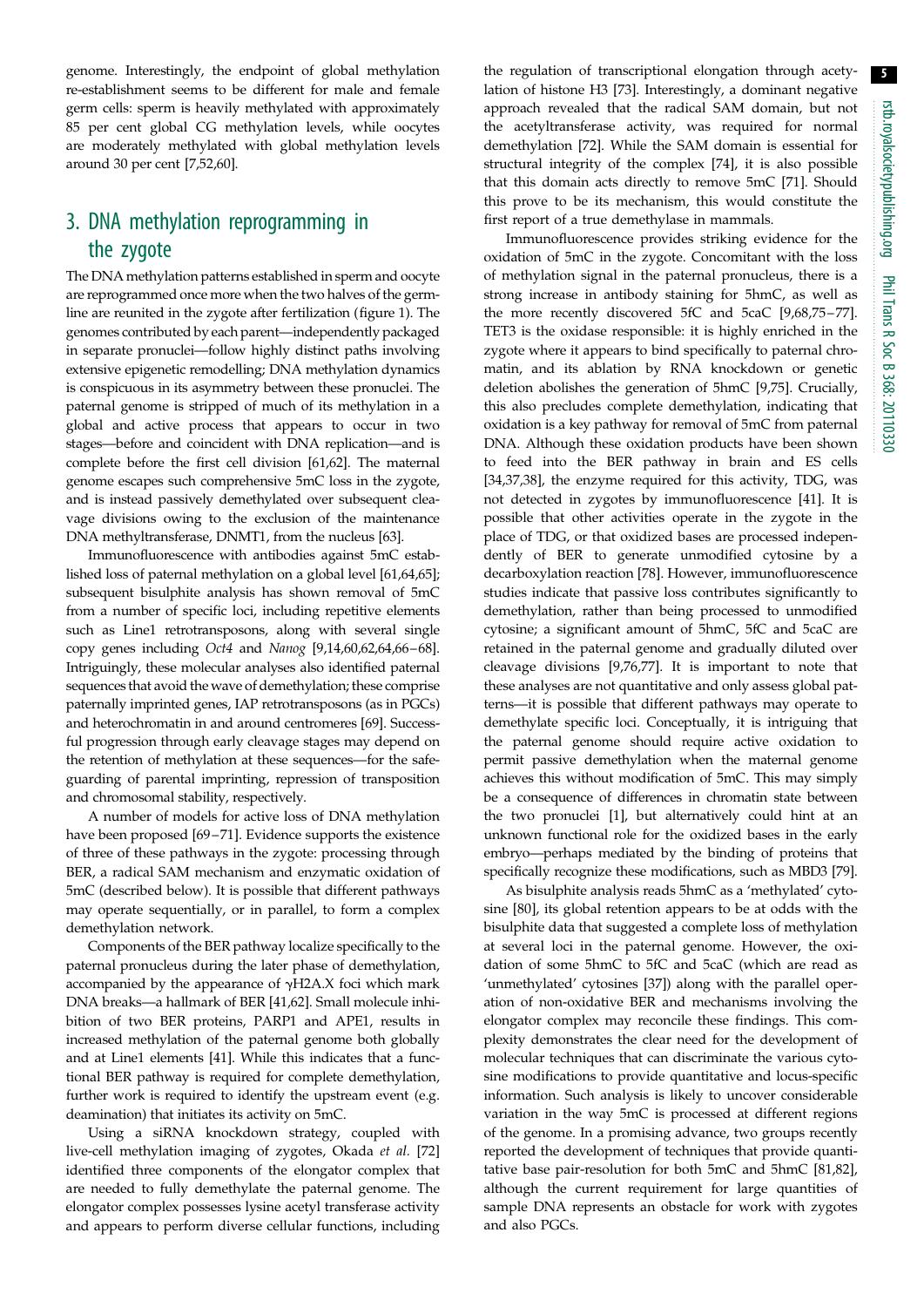genome. Interestingly, the endpoint of global methylation re-establishment seems to be different for male and female germ cells: sperm is heavily methylated with approximately 85 per cent global CG methylation levels, while oocytes are moderately methylated with global methylation levels around 30 per cent [7,52,60].

## 3. DNA methylation reprogramming in the zygote

The DNA methylation patterns established in sperm and oocyte are reprogrammed once more when the two halves of the germline are reunited in the zygote after fertilization (figure 1). The genomes contributed by each parent—independently packaged in separate pronuclei—follow highly distinct paths involving extensive epigenetic remodelling; DNA methylation dynamics is conspicuous in its asymmetry between these pronuclei. The paternal genome is stripped of much of its methylation in a global and active process that appears to occur in two stages—before and coincident with DNA replication—and is complete before the first cell division [61,62]. The maternal genome escapes such comprehensive 5mC loss in the zygote, and is instead passively demethylated over subsequent cleavage divisions owing to the exclusion of the maintenance DNA methyltransferase, DNMT1, from the nucleus [63].

Immunofluorescence with antibodies against 5mC established loss of paternal methylation on a global level [61,64,65]; subsequent bisulphite analysis has shown removal of 5mC from a number of specific loci, including repetitive elements such as Line1 retrotransposons, along with several single copy genes including *Oct4* and *Nanog* [9,14,60,62,64,66–68]. Intriguingly, these molecular analyses also identified paternal sequences that avoid the wave of demethylation; these comprise paternally imprinted genes, IAP retrotransposons (as in PGCs) and heterochromatin in and around centromeres [69]. Successful progression through early cleavage stages may depend on the retention of methylation at these sequences—for the safeguarding of parental imprinting, repression of transposition and chromosomal stability, respectively.

A number of models for active loss of DNA methylation have been proposed [69–71]. Evidence supports the existence of three of these pathways in the zygote: processing through BER, a radical SAM mechanism and enzymatic oxidation of 5mC (described below). It is possible that different pathways may operate sequentially, or in parallel, to form a complex demethylation network.

Components of the BER pathway localize specifically to the paternal pronucleus during the later phase of demethylation, accompanied by the appearance of γH2A.X foci which mark DNA breaks—a hallmark of BER [41,62]. Small molecule inhibition of two BER proteins, PARP1 and APE1, results in increased methylation of the paternal genome both globally and at Line1 elements [41]. While this indicates that a functional BER pathway is required for complete demethylation, further work is required to identify the upstream event (e.g. deamination) that initiates its activity on 5mC.

Using a siRNA knockdown strategy, coupled with live-cell methylation imaging of zygotes, Okada *et al.* [72] identified three components of the elongator complex that are needed to fully demethylate the paternal genome. The elongator complex possesses lysine acetyl transferase activity and appears to perform diverse cellular functions, including the regulation of transcriptional elongation through acetylation of histone H3 [73]. Interestingly, a dominant negative approach revealed that the radical SAM domain, but not the acetyltransferase activity, was required for normal demethylation [72]. While the SAM domain is essential for structural integrity of the complex [74], it is also possible that this domain acts directly to remove 5mC [71]. Should this prove to be its mechanism, this would constitute the first report of a true demethylase in mammals.

Immunofluorescence provides striking evidence for the oxidation of 5mC in the zygote. Concomitant with the loss of methylation signal in the paternal pronucleus, there is a strong increase in antibody staining for 5hmC, as well as the more recently discovered 5fC and 5caC [9,68,75–77]. TET3 is the oxidase responsible: it is highly enriched in the zygote where it appears to bind specifically to paternal chromatin, and its ablation by RNA knockdown or genetic deletion abolishes the generation of 5hmC [9,75]. Crucially, this also precludes complete demethylation, indicating that oxidation is a key pathway for removal of 5mC from paternal DNA. Although these oxidation products have been shown to feed into the BER pathway in brain and ES cells [34,37,38], the enzyme required for this activity, TDG, was not detected in zygotes by immunofluorescence [41]. It is possible that other activities operate in the zygote in the place of TDG, or that oxidized bases are processed independently of BER to generate unmodified cytosine by a decarboxylation reaction [78]. However, immunofluorescence studies indicate that passive loss contributes significantly to demethylation, rather than being processed to unmodified cytosine; a significant amount of 5hmC, 5fC and 5caC are retained in the paternal genome and gradually diluted over cleavage divisions [9,76,77]. It is important to note that these analyses are not quantitative and only assess global patterns—it is possible that different pathways may operate to demethylate specific loci. Conceptually, it is intriguing that the paternal genome should require active oxidation to permit passive demethylation when the maternal genome achieves this without modification of 5mC. This may simply be a consequence of differences in chromatin state between the two pronuclei [1], but alternatively could hint at an unknown functional role for the oxidized bases in the early embryo—perhaps mediated by the binding of proteins that specifically recognize these modifications, such as MBD3 [79].

As bisulphite analysis reads 5hmC as a 'methylated' cytosine [80], its global retention appears to be at odds with the bisulphite data that suggested a complete loss of methylation at several loci in the paternal genome. However, the oxidation of some 5hmC to 5fC and 5caC (which are read as 'unmethylated' cytosines [37]) along with the parallel operation of non-oxidative BER and mechanisms involving the elongator complex may reconcile these findings. This complexity demonstrates the clear need for the development of molecular techniques that can discriminate the various cytosine modifications to provide quantitative and locus-specific information. Such analysis is likely to uncover considerable variation in the way 5mC is processed at different regions of the genome. In a promising advance, two groups recently reported the development of techniques that provide quantitative base pair-resolution for both 5mC and 5hmC [81,82], although the current requirement for large quantities of sample DNA represents an obstacle for work with zygotes and also PGCs.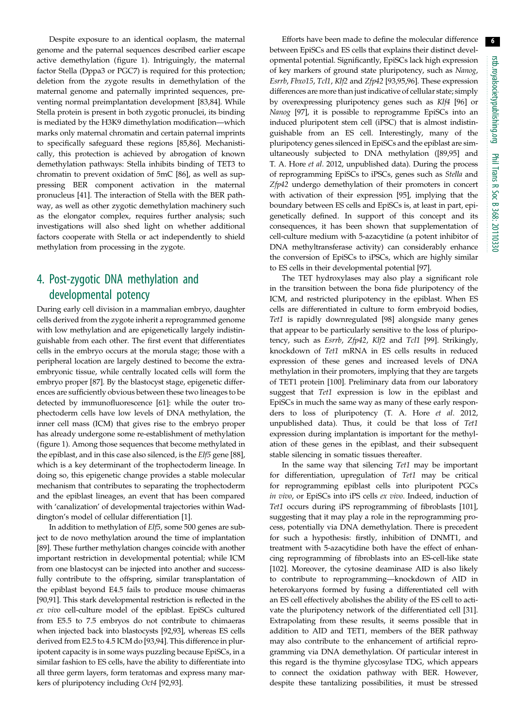Despite exposure to an identical ooplasm, the maternal genome and the paternal sequences described earlier escape active demethylation (figure 1). Intriguingly, the maternal factor Stella (Dppa3 or PGC7) is required for this protection; deletion from the zygote results in demethylation of the maternal genome and paternally imprinted sequences, preventing normal preimplantation development [83,84]. While Stella protein is present in both zygotic pronuclei, its binding is mediated by the H3K9 dimethylation modification—which marks only maternal chromatin and certain paternal imprints to specifically safeguard these regions [85,86]. Mechanistically, this protection is achieved by abrogation of known demethylation pathways: Stella inhibits binding of TET3 to chromatin to prevent oxidation of 5mC [86], as well as suppressing BER component activation in the maternal pronucleus [41]. The interaction of Stella with the BER pathway, as well as other zygotic demethylation machinery such as the elongator complex, requires further analysis; such investigations will also shed light on whether additional factors cooperate with Stella or act independently to shield methylation from processing in the zygote.

## 4. Post-zygotic DNA methylation and developmental potency

During early cell division in a mammalian embryo, daughter cells derived from the zygote inherit a reprogrammed genome with low methylation and are epigenetically largely indistinguishable from each other. The first event that differentiates cells in the embryo occurs at the morula stage; those with a peripheral location are largely destined to become the extra-embryonic tissue, while centrally located cells will form the embryo proper [87]. By the blastocyst stage, epigenetic differences are sufficiently obvious between these two lineages to be detected by immunofluorescence [61]: while the outer trophectoderm cells have low levels of DNA methylation, the inner cell mass (ICM) that gives rise to the embryo proper has already undergone some re-establishment of methylation (figure 1). Among those sequences that become methylated in the epiblast, and in this case also silenced, is the *Elf5* gene [88], which is a key determinant of the trophectoderm lineage. In doing so, this epigenetic change provides a stable molecular mechanism that contributes to separating the trophectoderm and the epiblast lineages, an event that has been compared with 'canalization' of developmental trajectories within Waddington's model of cellular differentiation [1].

In addition to methylation of *Elf5*, some 500 genes are subject to de novo methylation around the time of implantation [89]. These further methylation changes coincide with another important restriction in developmental potential; while ICM from one blastocyst can be injected into another and successfully contribute to the offspring, similar transplantation of the epiblast beyond E4.5 fails to produce mouse chimaeras [90,91]. This stark developmental restriction is reflected in the *ex vivo* cell-culture model of the epiblast. EpiSCs cultured from E5.5 to 7.5 embryos do not contribute to chimaeras when injected back into blastocysts [92,93], whereas ES cells derived from E2.5 to 4.5 ICM do [93,94]. This difference in pluripotent capacity is in some ways puzzling because EpiSCs, in a similar fashion to ES cells, have the ability to differentiate into all three germ layers, form teratomas and express many markers of pluripotency including *Oct4* [92,93].

Efforts have been made to define the molecular difference between EpiSCs and ES cells that explains their distinct developmental potential. Significantly, EpiSCs lack high expression of key markers of ground state pluripotency, such as *Nanog*, *Esrrb*, *Fbxo15*, *Tcl1*, *Klf2* and *Zfp42* [93,95,96]. These expression differences are more than just indicative of cellular state; simply by overexpressing pluripotency genes such as *Klf4* [96] or *Nanog* [97], it is possible to reprogramme EpiSCs into an induced pluripotent stem cell (iPSC) that is almost indistinguishable from an ES cell. Interestingly, many of the pluripotency genes silenced in EpiSCs and the epiblast are simultaneously subjected to DNA methylation ([89,95] and T. A. Hore *et al*. 2012, unpublished data). During the process of reprogramming EpiSCs to iPSCs, genes such as *Stella* and *Zfp42* undergo demethylation of their promoters in concert with activation of their expression [95], implying that the boundary between ES cells and EpiSCs is, at least in part, epigenetically defined. In support of this concept and its consequences, it has been shown that supplementation of cell-culture medium with 5-azacytidine (a potent inhibitor of DNA methyltransferase activity) can considerably enhance the conversion of EpiSCs to iPSCs, which are highly similar to ES cells in their developmental potential [97].

The TET hydroxylases may also play a significant role in the transition between the bona fide pluripotency of the ICM, and restricted pluripotency in the epiblast. When ES cells are differentiated in culture to form embryoid bodies, *Tet1* is rapidly downregulated [98] alongside many genes that appear to be particularly sensitive to the loss of pluripotency, such as *Esrrb*, *Zfp42*, *Klf2* and *Tcl1* [99]. Strikingly, knockdown of *Tet1* mRNA in ES cells results in reduced expression of these genes and increased levels of DNA methylation in their promoters, implying that they are targets of TET1 protein [100]. Preliminary data from our laboratory suggest that *Tet1* expression is low in the epiblast and EpiSCs in much the same way as many of these early responders to loss of pluripotency (T. A. Hore *et al*. 2012, unpublished data). Thus, it could be that loss of *Tet1* expression during implantation is important for the methylation of these genes in the epiblast, and their subsequent stable silencing in somatic tissues thereafter.

In the same way that silencing *Tet1* may be important for differentiation, upregulation of *Tet1* may be critical for reprogramming epiblast cells into pluripotent PGCs *in vivo*, or EpiSCs into iPS cells *ex vivo*. Indeed, induction of *Tet1* occurs during iPS reprogramming of fibroblasts [101], suggesting that it may play a role in the reprogramming process, potentially via DNA demethylation. There is precedent for such a hypothesis: firstly, inhibition of DNMT1, and treatment with 5-azacytidine both have the effect of enhancing reprogramming of fibroblasts into an ES-cell-like state [102]. Moreover, the cytosine deaminase AID is also likely to contribute to reprogramming—knockdown of AID in heterokaryons formed by fusing a differentiated cell with an ES cell effectively abolishes the ability of the ES cell to activate the pluripotency network of the differentiated cell [31]. Extrapolating from these results, it seems possible that in addition to AID and TET1, members of the BER pathway may also contribute to the enhancement of artificial reprogramming via DNA demethylation. Of particular interest in this regard is the thymine glycosylase TDG, which appears to connect the oxidation pathway with BER. However, despite these tantalizing possibilities, it must be stressed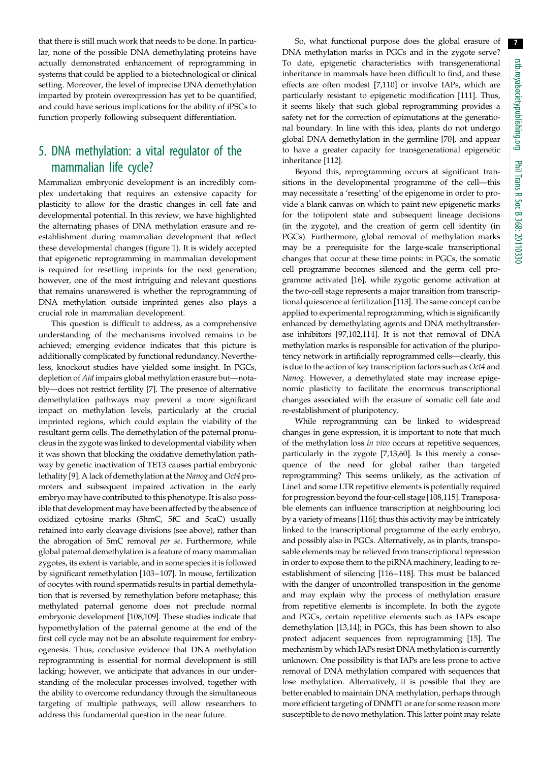that there is still much work that needs to be done. In particular, none of the possible DNA demethylating proteins have actually demonstrated enhancement of reprogramming in systems that could be applied to a biotechnological or clinical setting. Moreover, the level of imprecise DNA demethylation imparted by protein overexpression has yet to be quantified, and could have serious implications for the ability of iPSCs to function properly following subsequent differentiation.

## 5. DNA methylation: a vital regulator of the mammalian life cycle?

Mammalian embryonic development is an incredibly complex undertaking that requires an extensive capacity for plasticity to allow for the drastic changes in cell fate and developmental potential. In this review, we have highlighted the alternating phases of DNA methylation erasure and re-establishment during mammalian development that reflect these developmental changes (figure 1). It is widely accepted that epigenetic reprogramming in mammalian development is required for resetting imprints for the next generation; however, one of the most intriguing and relevant questions that remains unanswered is whether the reprogramming of DNA methylation outside imprinted genes also plays a crucial role in mammalian development.

This question is difficult to address, as a comprehensive understanding of the mechanisms involved remains to be achieved; emerging evidence indicates that this picture is additionally complicated by functional redundancy. Nevertheless, knockout studies have yielded some insight. In PGCs, depletion of *Aid* impairs global methylation erasure but—notably—does not restrict fertility [7]. The presence of alternative demethylation pathways may prevent a more significant impact on methylation levels, particularly at the crucial imprinted regions, which could explain the viability of the resultant germ cells. The demethylation of the paternal pronucleus in the zygote was linked to developmental viability when it was shown that blocking the oxidative demethylation pathway by genetic inactivation of TET3 causes partial embryonic lethality [9]. A lack of demethylation at the *Nanog* and *Oct4* promoters and subsequent impaired activation in the early embryo may have contributed to this phenotype. It is also possible that development may have been affected by the absence of oxidized cytosine marks (5hmC, 5fC and 5caC) usually retained into early cleavage divisions (see above), rather than the abrogation of 5mC removal *per se*. Furthermore, while global paternal demethylation is a feature of many mammalian zygotes, its extent is variable, and in some species it is followed by significant remethylation [103–107]. In mouse, fertilization of oocytes with round spermatids results in partial demethylation that is reversed by remethylation before metaphase; this methylated paternal genome does not preclude normal embryonic development [108,109]. These studies indicate that hypomethylation of the paternal genome at the end of the first cell cycle may not be an absolute requirement for embryogenesis. Thus, conclusive evidence that DNA methylation reprogramming is essential for normal development is still lacking; however, we anticipate that advances in our understanding of the molecular processes involved, together with the ability to overcome redundancy through the simultaneous targeting of multiple pathways, will allow researchers to address this fundamental question in the near future.

So, what functional purpose does the global erasure of DNA methylation marks in PGCs and in the zygote serve? To date, epigenetic characteristics with transgenerational inheritance in mammals have been difficult to find, and these effects are often modest [7,110] or involve IAPs, which are particularly resistant to epigenetic modification [111]. Thus, it seems likely that such global reprogramming provides a safety net for the correction of epimutations at the generational boundary. In line with this idea, plants do not undergo global DNA demethylation in the germline [70], and appear to have a greater capacity for transgenerational epigenetic inheritance [112].

Beyond this, reprogramming occurs at significant transitions in the developmental programme of the cell—this may necessitate a 'resetting' of the epigenome in order to provide a blank canvas on which to paint new epigenetic marks for the totipotent state and subsequent lineage decisions (in the zygote), and the creation of germ cell identity (in PGCs). Furthermore, global removal of methylation marks may be a prerequisite for the large-scale transcriptional changes that occur at these time points: in PGCs, the somatic cell programme becomes silenced and the germ cell programme activated [16], while zygotic genome activation at the two-cell stage represents a major transition from transcriptional quiescence at fertilization [113]. The same concept can be applied to experimental reprogramming, which is significantly enhanced by demethylating agents and DNA methyltransferase inhibitors [97,102,114]. It is not that removal of DNA methylation marks is responsible for activation of the pluripotency network in artificially reprogrammed cells—clearly, this is due to the action of key transcription factors such as *Oct4* and *Nanog*. However, a demethylated state may increase epigenomic plasticity to facilitate the enormous transcriptional changes associated with the erasure of somatic cell fate and re-establishment of pluripotency.

While reprogramming can be linked to widespread changes in gene expression, it is important to note that much of the methylation loss *in vivo* occurs at repetitive sequences, particularly in the zygote [7,13,60]. Is this merely a consequence of the need for global rather than targeted reprogramming? This seems unlikely, as the activation of Line1 and some LTR repetitive elements is potentially required for progression beyond the four-cell stage [108,115]. Transposable elements can influence transcription at neighbouring loci by a variety of means [116]; thus this activity may be intricately linked to the transcriptional programme of the early embryo, and possibly also in PGCs. Alternatively, as in plants, transposable elements may be relieved from transcriptional repression in order to expose them to the piRNA machinery, leading to re-establishment of silencing [116–118]. This must be balanced with the danger of uncontrolled transposition in the genome and may explain why the process of methylation erasure from repetitive elements is incomplete. In both the zygote and PGCs, certain repetitive elements such as IAPs escape demethylation [13,14]; in PGCs, this has been shown to also protect adjacent sequences from reprogramming [15]. The mechanism by which IAPs resist DNA methylation is currently unknown. One possibility is that IAPs are less prone to active removal of DNA methylation compared with sequences that lose methylation. Alternatively, it is possible that they are better enabled to maintain DNA methylation, perhaps through more efficient targeting of DNMT1 or are for some reason more susceptible to de novo methylation. This latter point may relate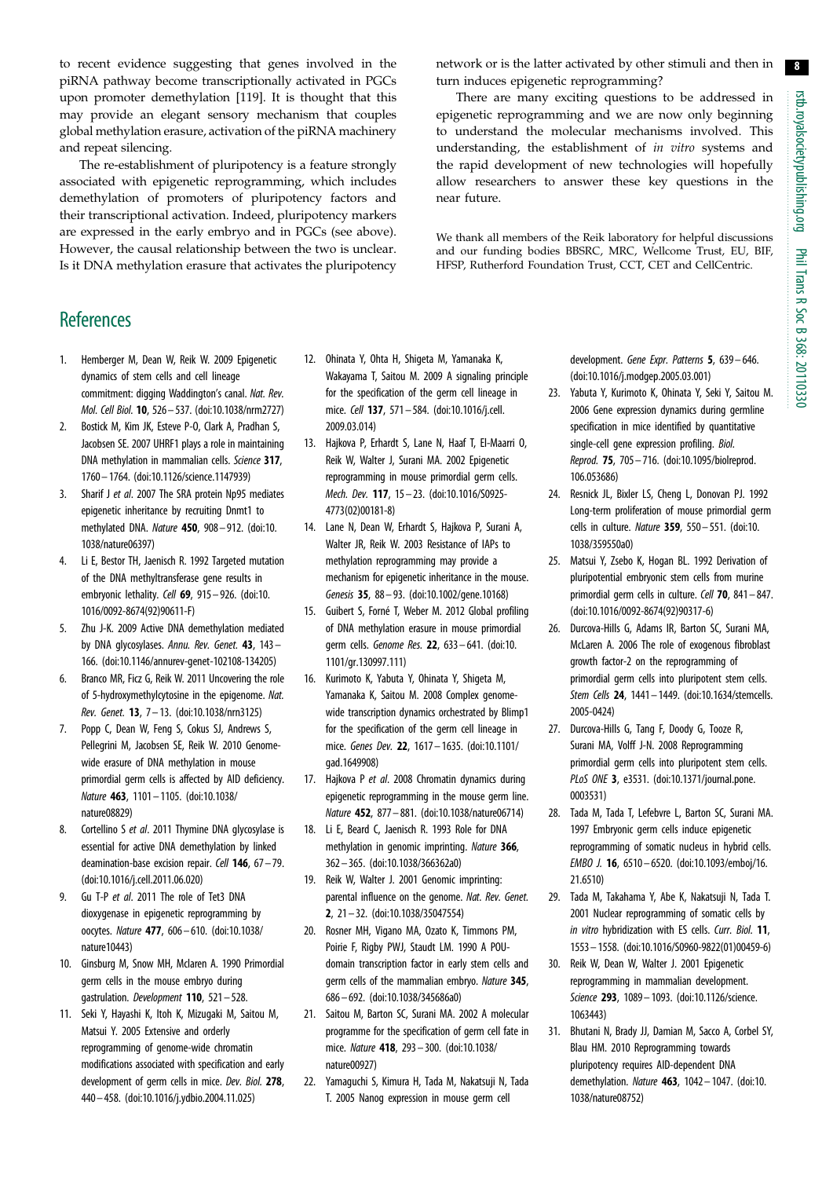to recent evidence suggesting that genes involved in the piRNA pathway become transcriptionally activated in PGCs upon promoter demethylation [119]. It is thought that this may provide an elegant sensory mechanism that couples global methylation erasure, activation of the piRNA machinery and repeat silencing.

The re-establishment of pluripotency is a feature strongly associated with epigenetic reprogramming, which includes demethylation of promoters of pluripotency factors and their transcriptional activation. Indeed, pluripotency markers are expressed in the early embryo and in PGCs (see above). However, the causal relationship between the two is unclear. Is it DNA methylation erasure that activates the pluripotency network or is the latter activated by other stimuli and then in turn induces epigenetic reprogramming?

There are many exciting questions to be addressed in epigenetic reprogramming and we are now only beginning to understand the molecular mechanisms involved. This understanding, the establishment of *in vitro* systems and the rapid development of new technologies will hopefully allow researchers to answer these key questions in the near future.

We thank all members of the Reik laboratory for helpful discussions and our funding bodies BBSRC, MRC, Wellcome Trust, EU, BIF, HFSP, Rutherford Foundation Trust, CCT, CET and CellCentric.

## References

1. Hemberger M, Dean W, Reik W. 2009 Epigenetic dynamics of stem cells and cell lineage commitment: digging Waddington's canal. *Nat. Rev. Mol. Cell Biol.* **10**, 526–537. (doi:10.1038/nrm2727)
2. Bostick M, Kim JK, Esteve P-O, Clark A, Pradhan S, Jacobsen SE. 2007 UHRF1 plays a role in maintaining DNA methylation in mammalian cells. *Science* **317**, 1760–1764. (doi:10.1126/science.1147939)
3. Sharif J *et al*. 2007 The SRA protein Np95 mediates epigenetic inheritance by recruiting Dnmt1 to methylated DNA. *Nature* **450**, 908–912. (doi:10.1038/nature06397)
4. Li E, Bestor TH, Jaenisch R. 1992 Targeted mutation of the DNA methyltransferase gene results in embryonic lethality. *Cell* **69**, 915–926. (doi:10.1016/0092-8674(92)90611-F)
5. Zhu J-K. 2009 Active DNA demethylation mediated by DNA glycosylases. *Annu. Rev. Genet.* **43**, 143–166. (doi:10.1146/annurev-genet-102108-134205)
6. Branco MR, Ficz G, Reik W. 2011 Uncovering the role of 5-hydroxymethylcytosine in the epigenome. *Nat. Rev. Genet.* **13**, 7–13. (doi:10.1038/nrn3125)
7. Popp C, Dean W, Feng S, Cokus SJ, Andrews S, Pellegrini M, Jacobsen SE, Reik W. 2010 Genome-wide erasure of DNA methylation in mouse primordial germ cells is affected by AID deficiency. *Nature* **463**, 1101–1105. (doi:10.1038/nature08829)
8. Cortellino S *et al*. 2011 Thymine DNA glycosylase is essential for active DNA demethylation by linked deamination-base excision repair. *Cell* **146**, 67–79. (doi:10.1016/j.cell.2011.06.020)
9. Gu T-P *et al*. 2011 The role of Tet3 DNA dioxygenase in epigenetic reprogramming by oocytes. *Nature* **477**, 606–610. (doi:10.1038/nature10443)
10. Ginsburg M, Snow MH, Mclaren A. 1990 Primordial germ cells in the mouse embryo during gastrulation. *Development* **110**, 521–528.
11. Seki Y, Hayashi K, Itoh K, Mizugaki M, Saitou M, Matsui Y. 2005 Extensive and orderly reprogramming of genome-wide chromatin modifications associated with specification and early development of germ cells in mice. *Dev. Biol.* **278**, 440–458. (doi:10.1016/j.ydbio.2004.11.025)
12. Ohinata Y, Ohta H, Shigeta M, Yamanaka K, Wakayama T, Saitou M. 2009 A signaling principle for the specification of the germ cell lineage in mice. *Cell* **137**, 571–584. (doi:10.1016/j.cell.2009.03.014)
13. Hajkova P, Erhardt S, Lane N, Haaf T, El-Maarri O, Reik W, Walter J, Surani MA. 2002 Epigenetic reprogramming in mouse primordial germ cells. *Mech. Dev.* **117**, 15–23. (doi:10.1016/S0925-4773(02)00181-8)
14. Lane N, Dean W, Erhardt S, Hajkova P, Surani A, Walter JR, Reik W. 2003 Resistance of IAPs to methylation reprogramming may provide a mechanism for epigenetic inheritance in the mouse. *Genesis* **35**, 88–93. (doi:10.1002/gene.10168)
15. Guibert S, Forné T, Weber M. 2012 Global profiling of DNA methylation erasure in mouse primordial germ cells. *Genome Res.* **22**, 633–641. (doi:10.1101/gr.130997.111)
16. Kurimoto K, Yabuta Y, Ohinata Y, Shigeta M, Yamanaka K, Saitou M. 2008 Complex genome-wide transcription dynamics orchestrated by Blimp1 for the specification of the germ cell lineage in mice. *Genes Dev.* **22**, 1617–1635. (doi:10.1101/gad.1649908)
17. Hajkova P *et al*. 2008 Chromatin dynamics during epigenetic reprogramming in the mouse germ line. *Nature* **452**, 877–881. (doi:10.1038/nature06714)
18. Li E, Beard C, Jaenisch R. 1993 Role for DNA methylation in genomic imprinting. *Nature* **366**, 362–365. (doi:10.1038/366362a0)
19. Reik W, Walter J. 2001 Genomic imprinting: parental influence on the genome. *Nat. Rev. Genet.* **2**, 21–32. (doi:10.1038/35047554)
20. Rosner MH, Vigano MA, Ozato K, Timmons PM, Poirie F, Rigby PWJ, Staudt LM. 1990 A POU-domain transcription factor in early stem cells and germ cells of the mammalian embryo. *Nature* **345**, 686–692. (doi:10.1038/345686a0)
21. Saitou M, Barton SC, Surani MA. 2002 A molecular programme for the specification of germ cell fate in mice. *Nature* **418**, 293–300. (doi:10.1038/nature00927)
22. Yamaguchi S, Kimura H, Tada M, Nakatsuji N, Tada T. 2005 Nanog expression in mouse germ cell development. *Gene Expr. Patterns* **5**, 639–646. (doi:10.1016/j.modgep.2005.03.001)
23. Yabuta Y, Kurimoto K, Ohinata Y, Seki Y, Saitou M. 2006 Gene expression dynamics during germline specification in mice identified by quantitative single-cell gene expression profiling. *Biol. Reprod.* **75**, 705–716. (doi:10.1095/biolreprod.106.053686)
24. Resnick JL, Bixler LS, Cheng L, Donovan PJ. 1992 Long-term proliferation of mouse primordial germ cells in culture. *Nature* **359**, 550–551. (doi:10.1038/359550a0)
25. Matsui Y, Zsebo K, Hogan BL. 1992 Derivation of pluripotential embryonic stem cells from murine primordial germ cells in culture. *Cell* **70**, 841–847. (doi:10.1016/0092-8674(92)90317-6)
26. Durcova-Hills G, Adams IR, Barton SC, Surani MA, McLaren A. 2006 The role of exogenous fibroblast growth factor-2 on the reprogramming of primordial germ cells into pluripotent stem cells. *Stem Cells* **24**, 1441–1449. (doi:10.1634/stemcells.2005-0424)
27. Durcova-Hills G, Tang F, Doody G, Tooze R, Surani MA, Volff J-N. 2008 Reprogramming primordial germ cells into pluripotent stem cells. *PLoS ONE* **3**, e3531. (doi:10.1371/journal.pone.0003531)
28. Tada M, Tada T, Lefebvre L, Barton SC, Surani MA. 1997 Embryonic germ cells induce epigenetic reprogramming of somatic nucleus in hybrid cells. *EMBO J.* **16**, 6510–6520. (doi:10.1093/emboj/16.21.6510)
29. Tada M, Takahama Y, Abe K, Nakatsuji N, Tada T. 2001 Nuclear reprogramming of somatic cells by *in vitro* hybridization with ES cells. *Curr. Biol.* **11**, 1553–1558. (doi:10.1016/S0960-9822(01)00459-6)
30. Reik W, Dean W, Walter J. 2001 Epigenetic reprogramming in mammalian development. *Science* **293**, 1089–1093. (doi:10.1126/science.1063443)
31. Bhutani N, Brady JJ, Damian M, Sacco A, Corbel SY, Blau HM. 2010 Reprogramming towards pluripotency requires AID-dependent DNA demethylation. *Nature* **463**, 1042–1047. (doi:10.1038/nature08752)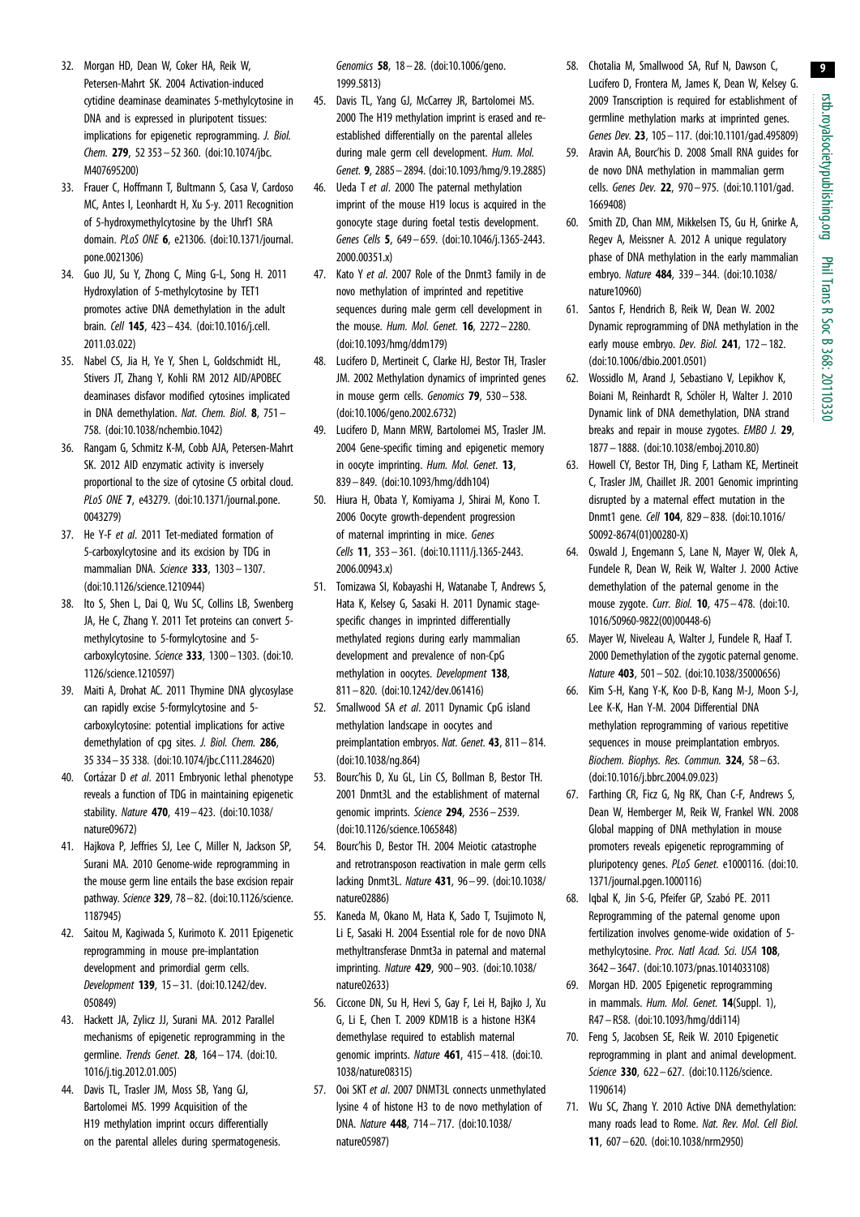32. Morgan HD, Dean W, Coker HA, Reik W, Petersen-Mahrt SK. 2004 Activation-induced cytidine deaminase deaminates 5-methylcytosine in DNA and is expressed in pluripotent tissues: implications for epigenetic reprogramming. *J. Biol. Chem.* **279**, 52 353–52 360. (doi:10.1074/jbc.M407695200)
33. Frauer C, Hoffmann T, Bultmann S, Casa V, Cardoso MC, Antes I, Leonhardt H, Xu S-y. 2011 Recognition of 5-hydroxymethylcytosine by the Uhrf1 SRA domain. *PLoS ONE* **6**, e21306. (doi:10.1371/journal.pone.0021306)
34. Guo JU, Su Y, Zhong C, Ming G-L, Song H. 2011 Hydroxylation of 5-methylcytosine by TET1 promotes active DNA demethylation in the adult brain. *Cell* **145**, 423–434. (doi:10.1016/j.cell.2011.03.022)
35. Nabel CS, Jia H, Ye Y, Shen L, Goldschmidt HL, Stivers JT, Zhang Y, Kohli RM 2012 AID/APOBEC deaminases disfavor modified cytosines implicated in DNA demethylation. *Nat. Chem. Biol.* **8**, 751–758. (doi:10.1038/nchembio.1042)
36. Rangam G, Schmitz K-M, Cobb AJA, Petersen-Mahrt SK. 2012 AID enzymatic activity is inversely proportional to the size of cytosine C5 orbital cloud. *PLoS ONE* **7**, e43279. (doi:10.1371/journal.pone.0043279)
37. He Y-F *et al.* 2011 Tet-mediated formation of 5-carboxylcytosine and its excision by TDG in mammalian DNA. *Science* **333**, 1303–1307. (doi:10.1126/science.1210944)
38. Ito S, Shen L, Dai Q, Wu SC, Collins LB, Swenberg JA, He C, Zhang Y. 2011 Tet proteins can convert 5-methylcytosine to 5-formylcytosine and 5-carboxylcytosine. *Science* **333**, 1300–1303. (doi:10.1126/science.1210597)
39. Maiti A, Drohat AC. 2011 Thymine DNA glycosylase can rapidly excise 5-formylcytosine and 5-carboxylcytosine: potential implications for active demethylation of cpg sites. *J. Biol. Chem.* **286**, 35 334–35 338. (doi:10.1074/jbc.C111.284620)
40. Cortázar D *et al.* 2011 Embryonic lethal phenotype reveals a function of TDG in maintaining epigenetic stability. *Nature* **470**, 419–423. (doi:10.1038/nature09672)
41. Hajkova P, Jeffries SJ, Lee C, Miller N, Jackson SP, Surani MA. 2010 Genome-wide reprogramming in the mouse germ line entails the base excision repair pathway. *Science* **329**, 78–82. (doi:10.1126/science.1187945)
42. Saitou M, Kagiwada S, Kurimoto K. 2011 Epigenetic reprogramming in mouse pre-implantation development and primordial germ cells. *Development* **139**, 15–31. (doi:10.1242/dev.050849)
43. Hackett JA, Zylicz JJ, Surani MA. 2012 Parallel mechanisms of epigenetic reprogramming in the germline. *Trends Genet.* **28**, 164–174. (doi:10.1016/j.tig.2012.01.005)
44. Davis TL, Trasler JM, Moss SB, Yang GJ, Bartolomei MS. 1999 Acquisition of the H19 methylation imprint occurs differentially on the parental alleles during spermatogenesis. *Genomics* **58**, 18–28. (doi:10.1006/geno.1999.5813)
45. Davis TL, Yang GJ, McCarrey JR, Bartolomei MS. 2000 The H19 methylation imprint is erased and re-established differentially on the parental alleles during male germ cell development. *Hum. Mol. Genet.* **9**, 2885–2894. (doi:10.1093/hmg/9.19.2885)
46. Ueda T *et al.* 2000 The paternal methylation imprint of the mouse H19 locus is acquired in the gonocyte stage during foetal testis development. *Genes Cells* **5**, 649–659. (doi:10.1046/j.1365-2443.2000.00351.x)
47. Kato Y *et al.* 2007 Role of the Dnmt3 family in de novo methylation of imprinted and repetitive sequences during male germ cell development in the mouse. *Hum. Mol. Genet.* **16**, 2272–2280. (doi:10.1093/hmg/ddm179)
48. Lucifero D, Mertineit C, Clarke HJ, Bestor TH, Trasler JM. 2002 Methylation dynamics of imprinted genes in mouse germ cells. *Genomics* **79**, 530–538. (doi:10.1006/geno.2002.6732)
49. Lucifero D, Mann MRW, Bartolomei MS, Trasler JM. 2004 Gene-specific timing and epigenetic memory in oocyte imprinting. *Hum. Mol. Genet.* **13**, 839–849. (doi:10.1093/hmg/ddh104)
50. Hiura H, Obata Y, Komiyama J, Shirai M, Kono T. 2006 Oocyte growth-dependent progression of maternal imprinting in mice. *Genes Cells* **11**, 353–361. (doi:10.1111/j.1365-2443.2006.00943.x)
51. Tomizawa SI, Kobayashi H, Watanabe T, Andrews S, Hata K, Kelsey G, Sasaki H. 2011 Dynamic stage-specific changes in imprinted differentially methylated regions during early mammalian development and prevalence of non-CpG methylation in oocytes. *Development* **138**, 811–820. (doi:10.1242/dev.061416)
52. Smallwood SA *et al.* 2011 Dynamic CpG island methylation landscape in oocytes and preimplantation embryos. *Nat. Genet.* **43**, 811–814. (doi:10.1038/ng.864)
53. Bourc'his D, Xu GL, Lin CS, Bollman B, Bestor TH. 2001 Dnmt3L and the establishment of maternal genomic imprints. *Science* **294**, 2536–2539. (doi:10.1126/science.1065848)
54. Bourc'his D, Bestor TH. 2004 Meiotic catastrophe and retrotransposon reactivation in male germ cells lacking Dnmt3L. *Nature* **431**, 96–99. (doi:10.1038/nature02886)
55. Kaneda M, Okano M, Hata K, Sado T, Tsujimoto N, Li E, Sasaki H. 2004 Essential role for de novo DNA methyltransferase Dnmt3a in paternal and maternal imprinting. *Nature* **429**, 900–903. (doi:10.1038/nature02633)
56. Ciccone DN, Su H, Hevi S, Gay F, Lei H, Bajko J, Xu G, Li E, Chen T. 2009 KDM1B is a histone H3K4 demethylase required to establish maternal genomic imprints. *Nature* **461**, 415–418. (doi:10.1038/nature08315)
57. Ooi SKT *et al.* 2007 DNMT3L connects unmethylated lysine 4 of histone H3 to de novo methylation of DNA. *Nature* **448**, 714–717. (doi:10.1038/nature05987)
58. Chotalia M, Smallwood SA, Ruf N, Dawson C, Lucifero D, Frontera M, James K, Dean W, Kelsey G. 2009 Transcription is required for establishment of germline methylation marks at imprinted genes. *Genes Dev.* **23**, 105–117. (doi:10.1101/gad.495809)
59. Aravin AA, Bourc'his D. 2008 Small RNA guides for de novo DNA methylation in mammalian germ cells. *Genes Dev.* **22**, 970–975. (doi:10.1101/gad.1669408)
60. Smith ZD, Chan MM, Mikkelsen TS, Gu H, Gnirke A, Regev A, Meissner A. 2012 A unique regulatory phase of DNA methylation in the early mammalian embryo. *Nature* **484**, 339–344. (doi:10.1038/nature10960)
61. Santos F, Hendrich B, Reik W, Dean W. 2002 Dynamic reprogramming of DNA methylation in the early mouse embryo. *Dev. Biol.* **241**, 172–182. (doi:10.1006/dbio.2001.0501)
62. Wossidlo M, Arand J, Sebastiano V, Lepikhov K, Boiani M, Reinhardt R, Schöler H, Walter J. 2010 Dynamic link of DNA demethylation, DNA strand breaks and repair in mouse zygotes. *EMBO J.* **29**, 1877–1888. (doi:10.1038/emboj.2010.80)
63. Howell CY, Bestor TH, Ding F, Latham KE, Mertineit C, Trasler JM, Chaillet JR. 2001 Genomic imprinting disrupted by a maternal effect mutation in the Dnmt1 gene. *Cell* **104**, 829–838. (doi:10.1016/S0092-8674(01)00280-X)
64. Oswald J, Engemann S, Lane N, Mayer W, Olek A, Fundele R, Dean W, Reik W, Walter J. 2000 Active demethylation of the paternal genome in the mouse zygote. *Curr. Biol.* **10**, 475–478. (doi:10.1016/S0960-9822(00)00448-6)
65. Mayer W, Niveleau A, Walter J, Fundele R, Haaf T. 2000 Demethylation of the zygotic paternal genome. *Nature* **403**, 501–502. (doi:10.1038/35000656)
66. Kim S-H, Kang Y-K, Koo D-B, Kang M-J, Moon S-J, Lee K-K, Han Y-M. 2004 Differential DNA methylation reprogramming of various repetitive sequences in mouse preimplantation embryos. *Biochem. Biophys. Res. Commun.* **324**, 58–63. (doi:10.1016/j.bbrc.2004.09.023)
67. Farthing CR, Ficz G, Ng RK, Chan C-F, Andrews S, Dean W, Hemberger M, Reik W, Frankel WN. 2008 Global mapping of DNA methylation in mouse promoters reveals epigenetic reprogramming of pluripotency genes. *PLoS Genet.* e1000116. (doi:10.1371/journal.pgen.1000116)
68. Iqbal K, Jin S-G, Pfeifer GP, Szabó PE. 2011 Reprogramming of the paternal genome upon fertilization involves genome-wide oxidation of 5-methylcytosine. *Proc. Natl Acad. Sci. USA* **108**, 3642–3647. (doi:10.1073/pnas.1014033108)
69. Morgan HD. 2005 Epigenetic reprogramming in mammals. *Hum. Mol. Genet.* **14**(Suppl. 1), R47–R58. (doi:10.1093/hmg/ddi114)
70. Feng S, Jacobsen SE, Reik W. 2010 Epigenetic reprogramming in plant and animal development. *Science* **330**, 622–627. (doi:10.1126/science.1190614)
71. Wu SC, Zhang Y. 2010 Active DNA demethylation: many roads lead to Rome. *Nat. Rev. Mol. Cell Biol.* **11**, 607–620. (doi:10.1038/nrm2950)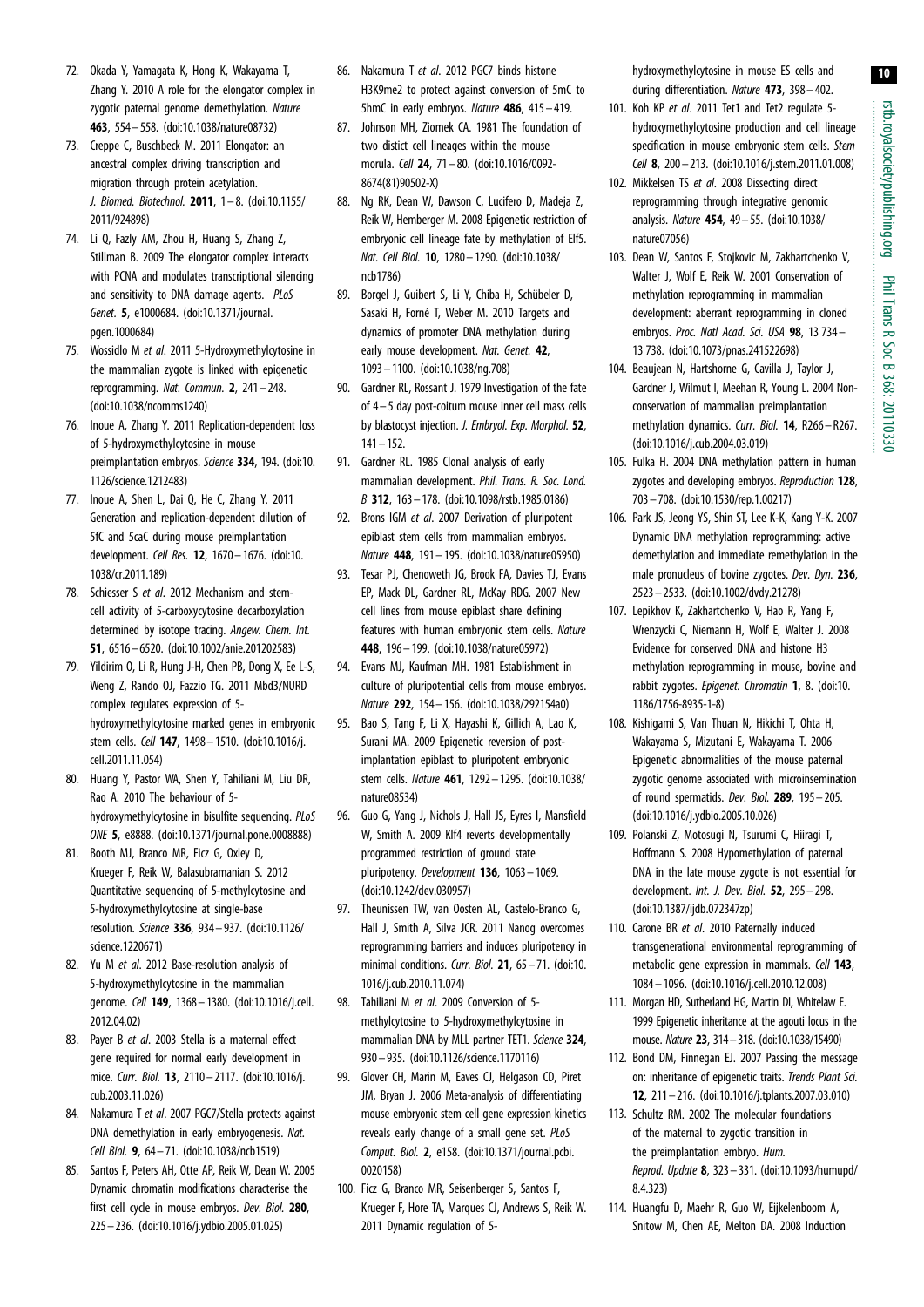72. Okada Y, Yamagata K, Hong K, Wakayama T, Zhang Y. 2010 A role for the elongator complex in zygotic paternal genome demethylation. *Nature* **463**, 554–558. (doi:10.1038/nature08732)

73. Creppe C, Buschbeck M. 2011 Elongator: an ancestral complex driving transcription and migration through protein acetylation. *J. Biomed. Biotechnol.* **2011**, 1–8. (doi:10.1155/2011/924898)

74. Li Q, Fazly AM, Zhou H, Huang S, Zhang Z, Stillman B. 2009 The elongator complex interacts with PCNA and modulates transcriptional silencing and sensitivity to DNA damage agents. *PLoS Genet.* **5**, e1000684. (doi:10.1371/journal.pgen.1000684)

75. Wossidlo M *et al*. 2011 5-Hydroxymethylcytosine in the mammalian zygote is linked with epigenetic reprogramming. *Nat. Commun.* **2**, 241–248. (doi:10.1038/ncomms1240)

76. Inoue A, Zhang Y. 2011 Replication-dependent loss of 5-hydroxymethylcytosine in mouse preimplantation embryos. *Science* **334**, 194. (doi:10.1126/science.1212483)

77. Inoue A, Shen L, Dai Q, He C, Zhang Y. 2011 Generation and replication-dependent dilution of 5fC and 5caC during mouse preimplantation development. *Cell Res.* **12**, 1670–1676. (doi:10.1038/cr.2011.189)

78. Schiesser S *et al*. 2012 Mechanism and stem-cell activity of 5-carboxycytosine decarboxylation determined by isotope tracing. *Angew. Chem. Int.* **51**, 6516–6520. (doi:10.1002/anie.201202583)

79. Yildirim O, Li R, Hung J-H, Chen PB, Dong X, Ee L-S, Weng Z, Rando OJ, Fazzio TG. 2011 Mbd3/NURD complex regulates expression of 5-hydroxymethylcytosine marked genes in embryonic stem cells. *Cell* **147**, 1498–1510. (doi:10.1016/j.cell.2011.11.054)

80. Huang Y, Pastor WA, Shen Y, Tahiliani M, Liu DR, Rao A. 2010 The behaviour of 5-hydroxymethylcytosine in bisulfite sequencing. *PLoS ONE* **5**, e8888. (doi:10.1371/journal.pone.0008888)

81. Booth MJ, Branco MR, Ficz G, Oxley D, Krueger F, Reik W, Balasubramanian S. 2012 Quantitative sequencing of 5-methylcytosine and 5-hydroxymethylcytosine at single-base resolution. *Science* **336**, 934–937. (doi:10.1126/science.1220671)

82. Yu M *et al*. 2012 Base-resolution analysis of 5-hydroxymethylcytosine in the mammalian genome. *Cell* **149**, 1368–1380. (doi:10.1016/j.cell.2012.04.02)

83. Payer B *et al*. 2003 Stella is a maternal effect gene required for normal early development in mice. *Curr. Biol.* **13**, 2110–2117. (doi:10.1016/j.cub.2003.11.026)

84. Nakamura T *et al*. 2007 PGC7/Stella protects against DNA demethylation in early embryogenesis. *Nat. Cell Biol.* **9**, 64–71. (doi:10.1038/ncb1519)

85. Santos F, Peters AH, Otte AP, Reik W, Dean W. 2005 Dynamic chromatin modifications characterise the first cell cycle in mouse embryos. *Dev. Biol.* **280**, 225–236. (doi:10.1016/j.ydbio.2005.01.025)

86. Nakamura T *et al*. 2012 PGC7 binds histone H3K9me2 to protect against conversion of 5mC to 5hmC in early embryos. *Nature* **486**, 415–419.

87. Johnson MH, Ziomek CA. 1981 The foundation of two distict cell lineages within the mouse morula. *Cell* **24**, 71–80. (doi:10.1016/0092-8674(81)90502-X)

88. Ng RK, Dean W, Dawson C, Lucifero D, Madeja Z, Reik W, Hemberger M. 2008 Epigenetic restriction of embryonic cell lineage fate by methylation of Elf5. *Nat. Cell Biol.* **10**, 1280–1290. (doi:10.1038/ncb1786)

89. Borgel J, Guibert S, Li Y, Chiba H, Schübeler D, Sasaki H, Forné T, Weber M. 2010 Targets and dynamics of promoter DNA methylation during early mouse development. *Nat. Genet.* **42**, 1093–1100. (doi:10.1038/ng.708)

90. Gardner RL, Rossant J. 1979 Investigation of the fate of 4–5 day post-coitum mouse inner cell mass cells by blastocyst injection. *J. Embryol. Exp. Morphol.* **52**, 141–152.

91. Gardner RL. 1985 Clonal analysis of early mammalian development. *Phil. Trans. R. Soc. Lond. B* **312**, 163–178. (doi:10.1098/rstb.1985.0186)

92. Brons IGM *et al*. 2007 Derivation of pluripotent epiblast stem cells from mammalian embryos. *Nature* **448**, 191–195. (doi:10.1038/nature05950)

93. Tesar PJ, Chenoweth JG, Brook FA, Davies TJ, Evans EP, Mack DL, Gardner RL, McKay RDG. 2007 New cell lines from mouse epiblast share defining features with human embryonic stem cells. *Nature* **448**, 196–199. (doi:10.1038/nature05972)

94. Evans MJ, Kaufman MH. 1981 Establishment in culture of pluripotential cells from mouse embryos. *Nature* **292**, 154–156. (doi:10.1038/292154a0)

95. Bao S, Tang F, Li X, Hayashi K, Gillich A, Lao K, Surani MA. 2009 Epigenetic reversion of post-implantation epiblast to pluripotent embryonic stem cells. *Nature* **461**, 1292–1295. (doi:10.1038/nature08534)

96. Guo G, Yang J, Nichols J, Hall JS, Eyres I, Mansfield W, Smith A. 2009 Klf4 reverts developmentally programmed restriction of ground state pluripotency. *Development* **136**, 1063–1069. (doi:10.1242/dev.030957)

97. Theunissen TW, van Oosten AL, Castelo-Branco G, Hall J, Smith A, Silva JCR. 2011 Nanog overcomes reprogramming barriers and induces pluripotency in minimal conditions. *Curr. Biol.* **21**, 65–71. (doi:10.1016/j.cub.2010.11.074)

98. Tahiliani M *et al*. 2009 Conversion of 5-methylcytosine to 5-hydroxymethylcytosine in mammalian DNA by MLL partner TET1. *Science* **324**, 930–935. (doi:10.1126/science.1170116)

99. Glover CH, Marin M, Eaves CJ, Helgason CD, Piret JM, Bryan J. 2006 Meta-analysis of differentiating mouse embryonic stem cell gene expression kinetics reveals early change of a small gene set. *PLoS Comput. Biol.* **2**, e158. (doi:10.1371/journal.pcbi.0020158)

100. Ficz G, Branco MR, Seisenberger S, Santos F, Krueger F, Hore TA, Marques CJ, Andrews S, Reik W. 2011 Dynamic regulation of 5-hydroxymethylcytosine in mouse ES cells and during differentiation. *Nature* **473**, 398–402.

101. Koh KP *et al*. 2011 Tet1 and Tet2 regulate 5-hydroxymethylcytosine production and cell lineage specification in mouse embryonic stem cells. *Stem Cell* **8**, 200–213. (doi:10.1016/j.stem.2011.01.008)

102. Mikkelsen TS *et al*. 2008 Dissecting direct reprogramming through integrative genomic analysis. *Nature* **454**, 49–55. (doi:10.1038/nature07056)

103. Dean W, Santos F, Stojkovic M, Zakhartchenko V, Walter J, Wolf E, Reik W. 2001 Conservation of methylation reprogramming in mammalian development: aberrant reprogramming in cloned embryos. *Proc. Natl Acad. Sci. USA* **98**, 13 734–13 738. (doi:10.1073/pnas.241522698)

104. Beaujean N, Hartshorne G, Cavilla J, Taylor J, Gardner J, Wilmut I, Meehan R, Young L. 2004 Non-conservation of mammalian preimplantation methylation dynamics. *Curr. Biol.* **14**, R266–R267. (doi:10.1016/j.cub.2004.03.019)

105. Fulka H. 2004 DNA methylation pattern in human zygotes and developing embryos. *Reproduction* **128**, 703–708. (doi:10.1530/rep.1.00217)

106. Park JS, Jeong YS, Shin ST, Lee K-K, Kang Y-K. 2007 Dynamic DNA methylation reprogramming: active demethylation and immediate remethylation in the male pronucleus of bovine zygotes. *Dev. Dyn.* **236**, 2523–2533. (doi:10.1002/dvdy.21278)

107. Lepikhov K, Zakhartchenko V, Hao R, Yang F, Wrenzycki C, Niemann H, Wolf E, Walter J. 2008 Evidence for conserved DNA and histone H3 methylation reprogramming in mouse, bovine and rabbit zygotes. *Epigenet. Chromatin* **1**, 8. (doi:10.1186/1756-8935-1-8)

108. Kishigami S, Van Thuan N, Hikichi T, Ohta H, Wakayama S, Mizutani E, Wakayama T. 2006 Epigenetic abnormalities of the mouse paternal zygotic genome associated with microinsemination of round spermatids. *Dev. Biol.* **289**, 195–205. (doi:10.1016/j.ydbio.2005.10.026)

109. Polanski Z, Motosugi N, Tsurumi C, Hiiragi T, Hoffmann S. 2008 Hypomethylation of paternal DNA in the late mouse zygote is not essential for development. *Int. J. Dev. Biol.* **52**, 295–298. (doi:10.1387/ijdb.072347zp)

110. Carone BR *et al*. 2010 Paternally induced transgenerational environmental reprogramming of metabolic gene expression in mammals. *Cell* **143**, 1084–1096. (doi:10.1016/j.cell.2010.12.008)

111. Morgan HD, Sutherland HG, Martin DI, Whitelaw E. 1999 Epigenetic inheritance at the agouti locus in the mouse. *Nature* **23**, 314–318. (doi:10.1038/15490)

112. Bond DM, Finnegan EJ. 2007 Passing the message on: inheritance of epigenetic traits. *Trends Plant Sci.* **12**, 211–216. (doi:10.1016/j.tplants.2007.03.010)

113. Schultz RM. 2002 The molecular foundations of the maternal to zygotic transition in the preimplantation embryo. *Hum. Reprod. Update* **8**, 323–331. (doi:10.1093/humupd/8.4.323)

114. Huangfu D, Maehr R, Guo W, Eijkelenboom A, Snitow M, Chen AE, Melton DA. 2008 Induction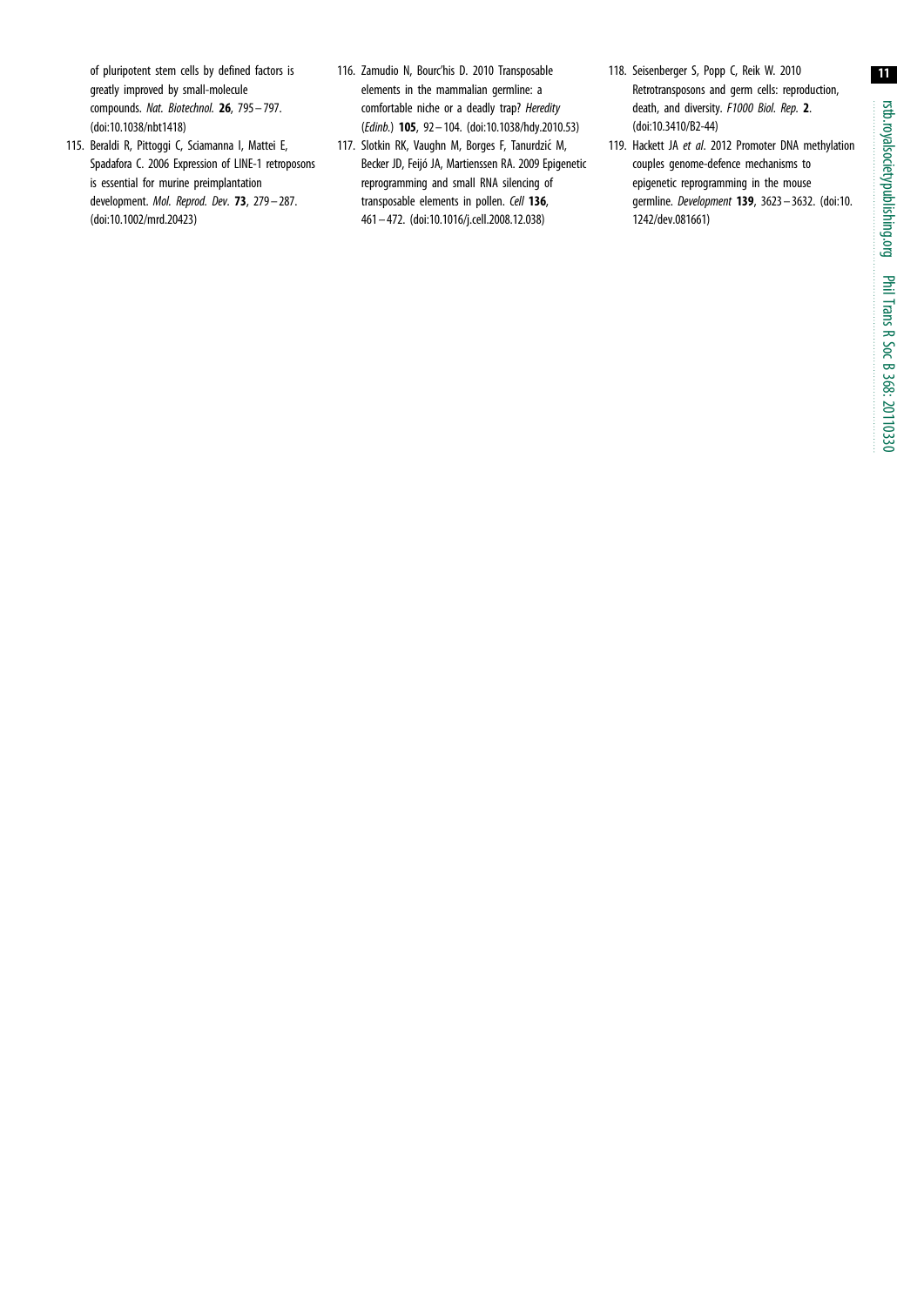of pluripotent stem cells by defined factors is greatly improved by small-molecule compounds. *Nat. Biotechnol.* **26**, 795–797. (doi:10.1038/nbt1418)

115. Beraldi R, Pittoggi C, Sciamanna I, Mattei E, Spadafora C. 2006 Expression of LINE-1 retroposons is essential for murine preimplantation development. *Mol. Reprod. Dev.* **73**, 279–287. (doi:10.1002/mrd.20423)

116. Zamudio N, Bourc'his D. 2010 Transposable elements in the mammalian germline: a comfortable niche or a deadly trap? *Heredity* (*Edinb.*) **105**, 92–104. (doi:10.1038/hdy.2010.53)

117. Slotkin RK, Vaughn M, Borges F, Tanurdzić M, Becker JD, Feijó JA, Martienssen RA. 2009 Epigenetic reprogramming and small RNA silencing of transposable elements in pollen. *Cell* **136**, 461–472. (doi:10.1016/j.cell.2008.12.038)

118. Seisenberger S, Popp C, Reik W. 2010 Retrotransposons and germ cells: reproduction, death, and diversity. *F1000 Biol. Rep.* **2**. (doi:10.3410/B2-44)

119. Hackett JA *et al*. 2012 Promoter DNA methylation couples genome-defence mechanisms to epigenetic reprogramming in the mouse germline. *Development* **139**, 3623–3632. (doi:10.1242/dev.081661)